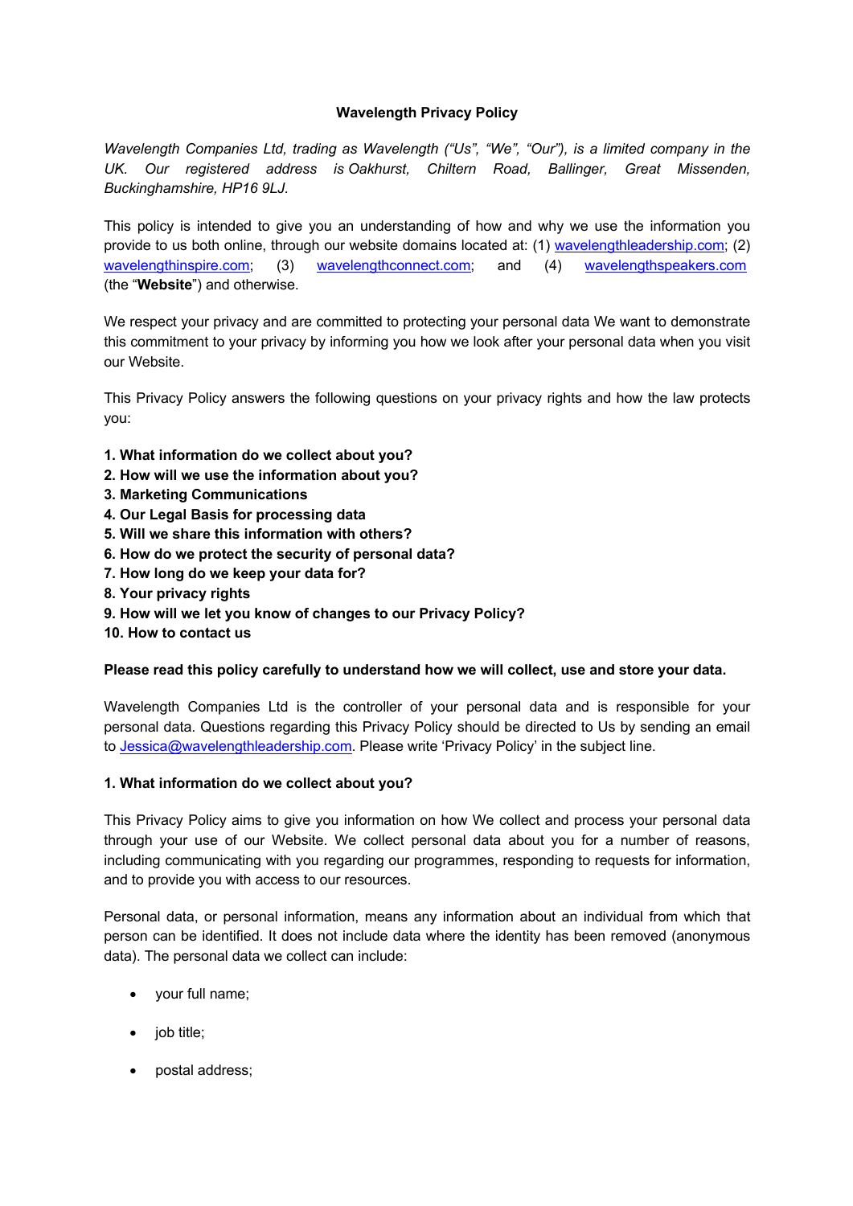# Wavelength Privacy Policy

*Wavelength Companies Ltd, trading as Wavelength ("Us", "We", "Our"), is a limited company in the UK. Our registered address is Oakhurst, Chiltern Road, Ballinger, Great Missenden, Buckinghamshire, HP16 9LJ.*

This policy is intended to give you an understanding of how and why we use the information you provide to us both online, through our website domains located at: (1) wavelengthleadership.com; (2) wavelengthinspire.com; (3) wavelengthconnect.com; and (4) wavelengthspeakers.com (the "**Website**") and otherwise.

We respect your privacy and are committed to protecting your personal data We want to demonstrate this commitment to your privacy by informing you how we look after your personal data when you visit our Website.

This Privacy Policy answers the following questions on your privacy rights and how the law protects you:

**1. What information do we collect about you?**
**2. How will we use the information about you?**
**3. Marketing Communications**
**4. Our Legal Basis for processing data**
**5. Will we share this information with others?**
**6. How do we protect the security of personal data?**
**7. How long do we keep your data for?**
**8. Your privacy rights**
**9. How will we let you know of changes to our Privacy Policy?**
**10. How to contact us**

**Please read this policy carefully to understand how we will collect, use and store your data.**

Wavelength Companies Ltd is the controller of your personal data and is responsible for your personal data. Questions regarding this Privacy Policy should be directed to Us by sending an email to Jessica@wavelengthleadership.com. Please write 'Privacy Policy' in the subject line.

## 1. What information do we collect about you?

This Privacy Policy aims to give you information on how We collect and process your personal data through your use of our Website. We collect personal data about you for a number of reasons, including communicating with you regarding our programmes, responding to requests for information, and to provide you with access to our resources.

Personal data, or personal information, means any information about an individual from which that person can be identified. It does not include data where the identity has been removed (anonymous data). The personal data we collect can include:

- your full name;
- job title;
- postal address;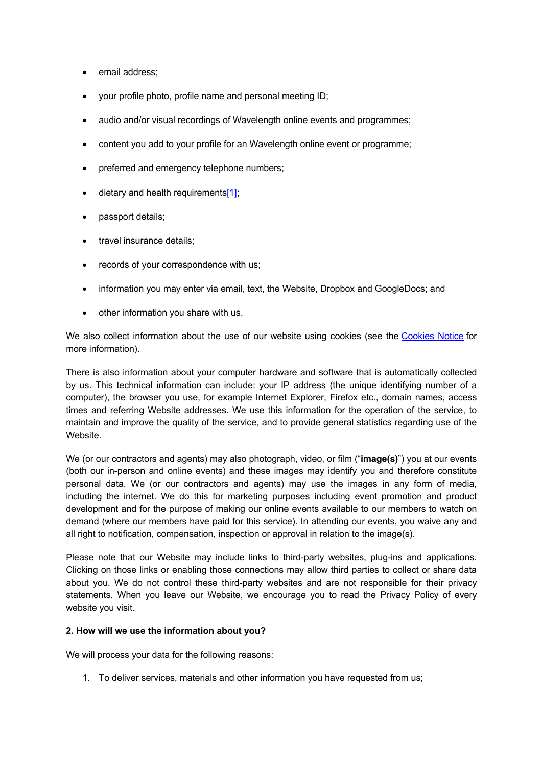- email address;
- your profile photo, profile name and personal meeting ID;
- audio and/or visual recordings of Wavelength online events and programmes;
- content you add to your profile for an Wavelength online event or programme;
- preferred and emergency telephone numbers;
- dietary and health requirements[1];
- passport details;
- travel insurance details;
- records of your correspondence with us;
- information you may enter via email, text, the Website, Dropbox and GoogleDocs; and
- other information you share with us.

We also collect information about the use of our website using cookies (see the Cookies Notice for more information).

There is also information about your computer hardware and software that is automatically collected by us. This technical information can include: your IP address (the unique identifying number of a computer), the browser you use, for example Internet Explorer, Firefox etc., domain names, access times and referring Website addresses. We use this information for the operation of the service, to maintain and improve the quality of the service, and to provide general statistics regarding use of the Website.

We (or our contractors and agents) may also photograph, video, or film ("**image(s)**") you at our events (both our in-person and online events) and these images may identify you and therefore constitute personal data. We (or our contractors and agents) may use the images in any form of media, including the internet. We do this for marketing purposes including event promotion and product development and for the purpose of making our online events available to our members to watch on demand (where our members have paid for this service). In attending our events, you waive any and all right to notification, compensation, inspection or approval in relation to the image(s).

Please note that our Website may include links to third-party websites, plug-ins and applications. Clicking on those links or enabling those connections may allow third parties to collect or share data about you. We do not control these third-party websites and are not responsible for their privacy statements. When you leave our Website, we encourage you to read the Privacy Policy of every website you visit.

**2. How will we use the information about you?**

We will process your data for the following reasons:

1. To deliver services, materials and other information you have requested from us;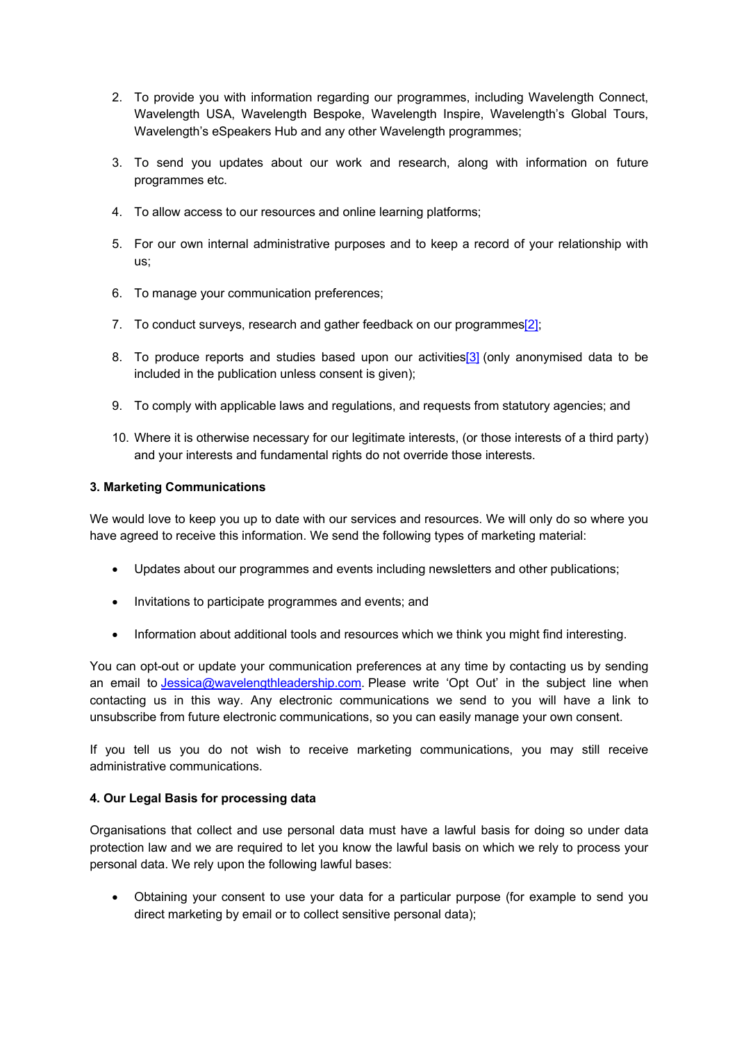2. To provide you with information regarding our programmes, including Wavelength Connect, Wavelength USA, Wavelength Bespoke, Wavelength Inspire, Wavelength's Global Tours, Wavelength's eSpeakers Hub and any other Wavelength programmes;

3. To send you updates about our work and research, along with information on future programmes etc.

4. To allow access to our resources and online learning platforms;

5. For our own internal administrative purposes and to keep a record of your relationship with us;

6. To manage your communication preferences;

7. To conduct surveys, research and gather feedback on our programmes[2];

8. To produce reports and studies based upon our activities[3] (only anonymised data to be included in the publication unless consent is given);

9. To comply with applicable laws and regulations, and requests from statutory agencies; and

10. Where it is otherwise necessary for our legitimate interests, (or those interests of a third party) and your interests and fundamental rights do not override those interests.

**3. Marketing Communications**

We would love to keep you up to date with our services and resources. We will only do so where you have agreed to receive this information. We send the following types of marketing material:

- Updates about our programmes and events including newsletters and other publications;
- Invitations to participate programmes and events; and
- Information about additional tools and resources which we think you might find interesting.

You can opt-out or update your communication preferences at any time by contacting us by sending an email to Jessica@wavelengthleadership.com. Please write 'Opt Out' in the subject line when contacting us in this way. Any electronic communications we send to you will have a link to unsubscribe from future electronic communications, so you can easily manage your own consent.

If you tell us you do not wish to receive marketing communications, you may still receive administrative communications.

**4. Our Legal Basis for processing data**

Organisations that collect and use personal data must have a lawful basis for doing so under data protection law and we are required to let you know the lawful basis on which we rely to process your personal data. We rely upon the following lawful bases:

- Obtaining your consent to use your data for a particular purpose (for example to send you direct marketing by email or to collect sensitive personal data);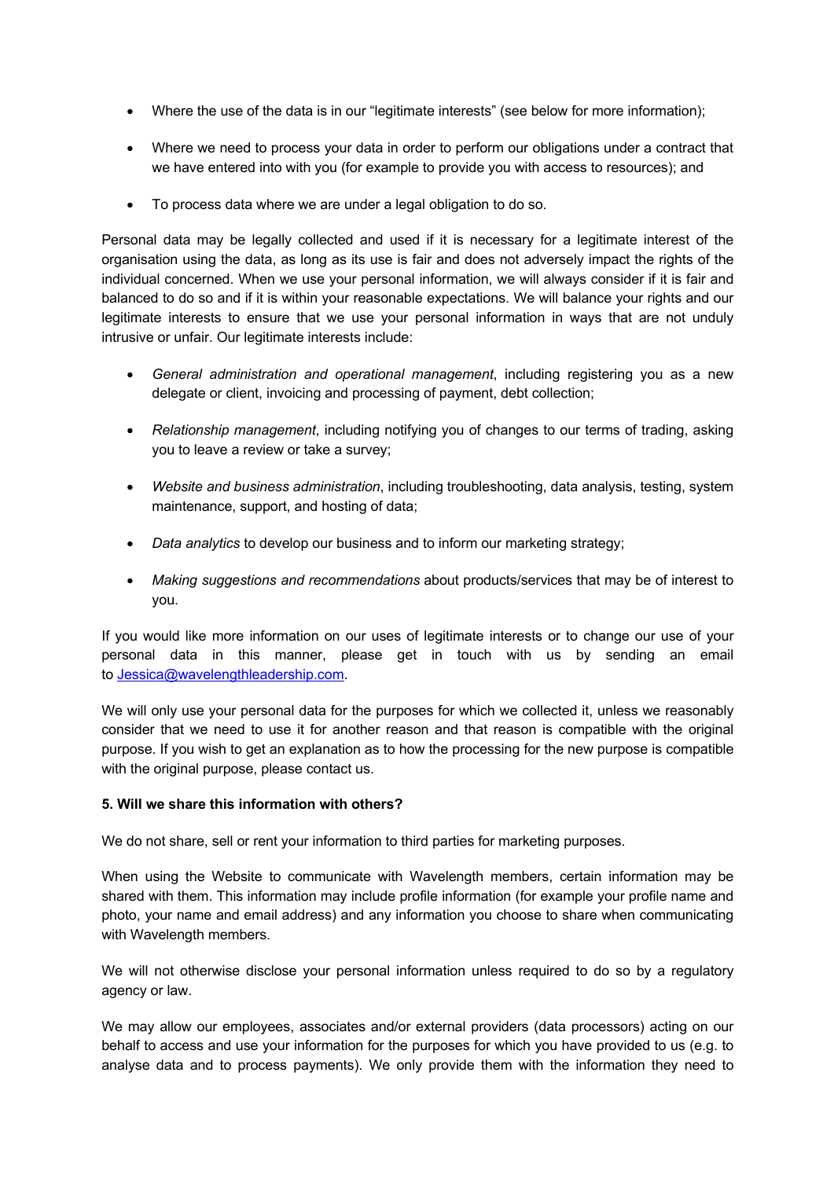- Where the use of the data is in our "legitimate interests" (see below for more information);

- Where we need to process your data in order to perform our obligations under a contract that we have entered into with you (for example to provide you with access to resources); and

- To process data where we are under a legal obligation to do so.

Personal data may be legally collected and used if it is necessary for a legitimate interest of the organisation using the data, as long as its use is fair and does not adversely impact the rights of the individual concerned. When we use your personal information, we will always consider if it is fair and balanced to do so and if it is within your reasonable expectations. We will balance your rights and our legitimate interests to ensure that we use your personal information in ways that are not unduly intrusive or unfair. Our legitimate interests include:

- *General administration and operational management*, including registering you as a new delegate or client, invoicing and processing of payment, debt collection;

- *Relationship management*, including notifying you of changes to our terms of trading, asking you to leave a review or take a survey;

- *Website and business administration*, including troubleshooting, data analysis, testing, system maintenance, support, and hosting of data;

- *Data analytics* to develop our business and to inform our marketing strategy;

- *Making suggestions and recommendations* about products/services that may be of interest to you.

If you would like more information on our uses of legitimate interests or to change our use of your personal data in this manner, please get in touch with us by sending an email to Jessica@wavelengthleadership.com.

We will only use your personal data for the purposes for which we collected it, unless we reasonably consider that we need to use it for another reason and that reason is compatible with the original purpose. If you wish to get an explanation as to how the processing for the new purpose is compatible with the original purpose, please contact us.

**5. Will we share this information with others?**

We do not share, sell or rent your information to third parties for marketing purposes.

When using the Website to communicate with Wavelength members, certain information may be shared with them. This information may include profile information (for example your profile name and photo, your name and email address) and any information you choose to share when communicating with Wavelength members.

We will not otherwise disclose your personal information unless required to do so by a regulatory agency or law.

We may allow our employees, associates and/or external providers (data processors) acting on our behalf to access and use your information for the purposes for which you have provided to us (e.g. to analyse data and to process payments). We only provide them with the information they need to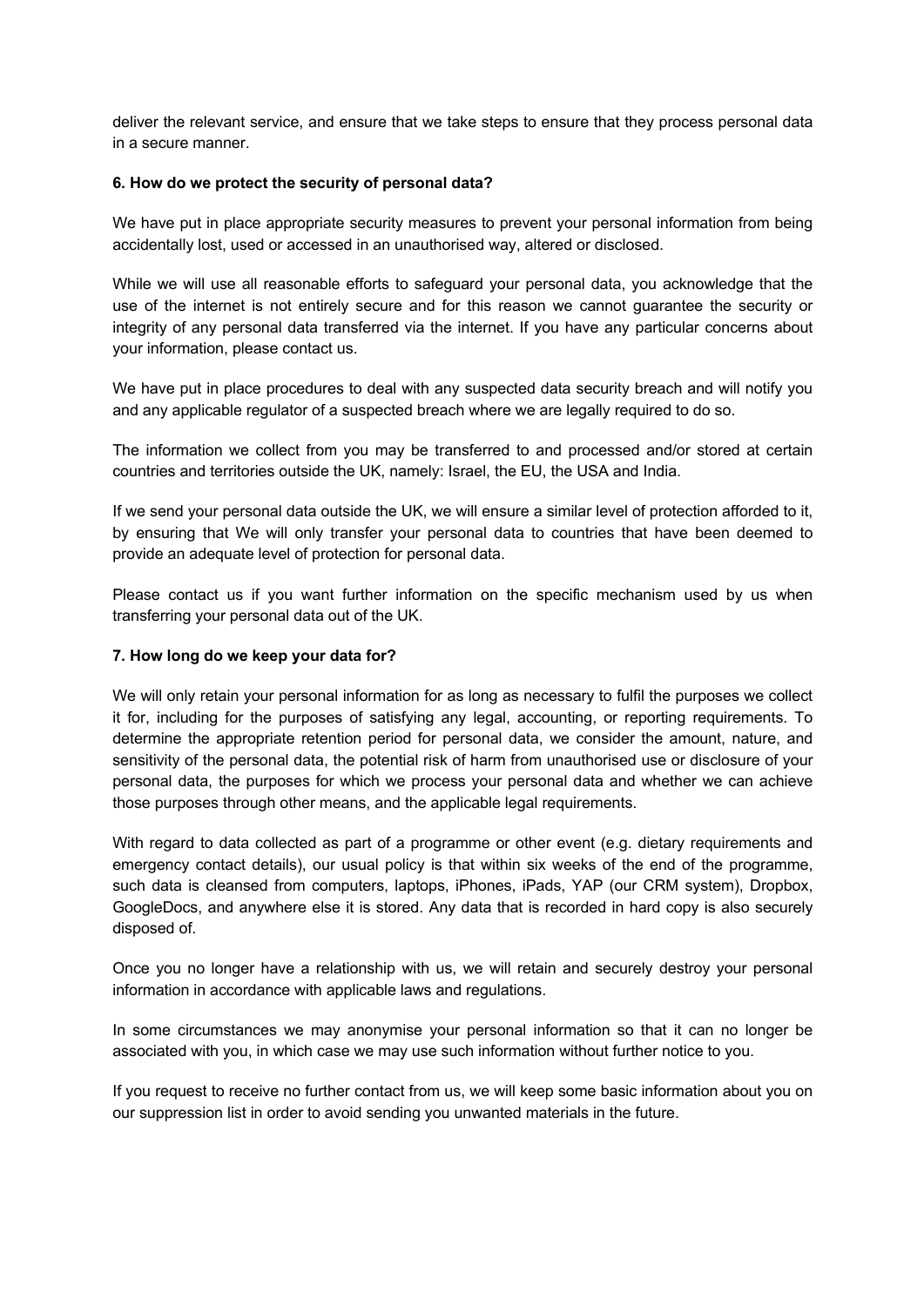deliver the relevant service, and ensure that we take steps to ensure that they process personal data in a secure manner.

**6. How do we protect the security of personal data?**

We have put in place appropriate security measures to prevent your personal information from being accidentally lost, used or accessed in an unauthorised way, altered or disclosed.

While we will use all reasonable efforts to safeguard your personal data, you acknowledge that the use of the internet is not entirely secure and for this reason we cannot guarantee the security or integrity of any personal data transferred via the internet. If you have any particular concerns about your information, please contact us.

We have put in place procedures to deal with any suspected data security breach and will notify you and any applicable regulator of a suspected breach where we are legally required to do so.

The information we collect from you may be transferred to and processed and/or stored at certain countries and territories outside the UK, namely: Israel, the EU, the USA and India.

If we send your personal data outside the UK, we will ensure a similar level of protection afforded to it, by ensuring that We will only transfer your personal data to countries that have been deemed to provide an adequate level of protection for personal data.

Please contact us if you want further information on the specific mechanism used by us when transferring your personal data out of the UK.

**7. How long do we keep your data for?**

We will only retain your personal information for as long as necessary to fulfil the purposes we collect it for, including for the purposes of satisfying any legal, accounting, or reporting requirements. To determine the appropriate retention period for personal data, we consider the amount, nature, and sensitivity of the personal data, the potential risk of harm from unauthorised use or disclosure of your personal data, the purposes for which we process your personal data and whether we can achieve those purposes through other means, and the applicable legal requirements.

With regard to data collected as part of a programme or other event (e.g. dietary requirements and emergency contact details), our usual policy is that within six weeks of the end of the programme, such data is cleansed from computers, laptops, iPhones, iPads, YAP (our CRM system), Dropbox, GoogleDocs, and anywhere else it is stored. Any data that is recorded in hard copy is also securely disposed of.

Once you no longer have a relationship with us, we will retain and securely destroy your personal information in accordance with applicable laws and regulations.

In some circumstances we may anonymise your personal information so that it can no longer be associated with you, in which case we may use such information without further notice to you.

If you request to receive no further contact from us, we will keep some basic information about you on our suppression list in order to avoid sending you unwanted materials in the future.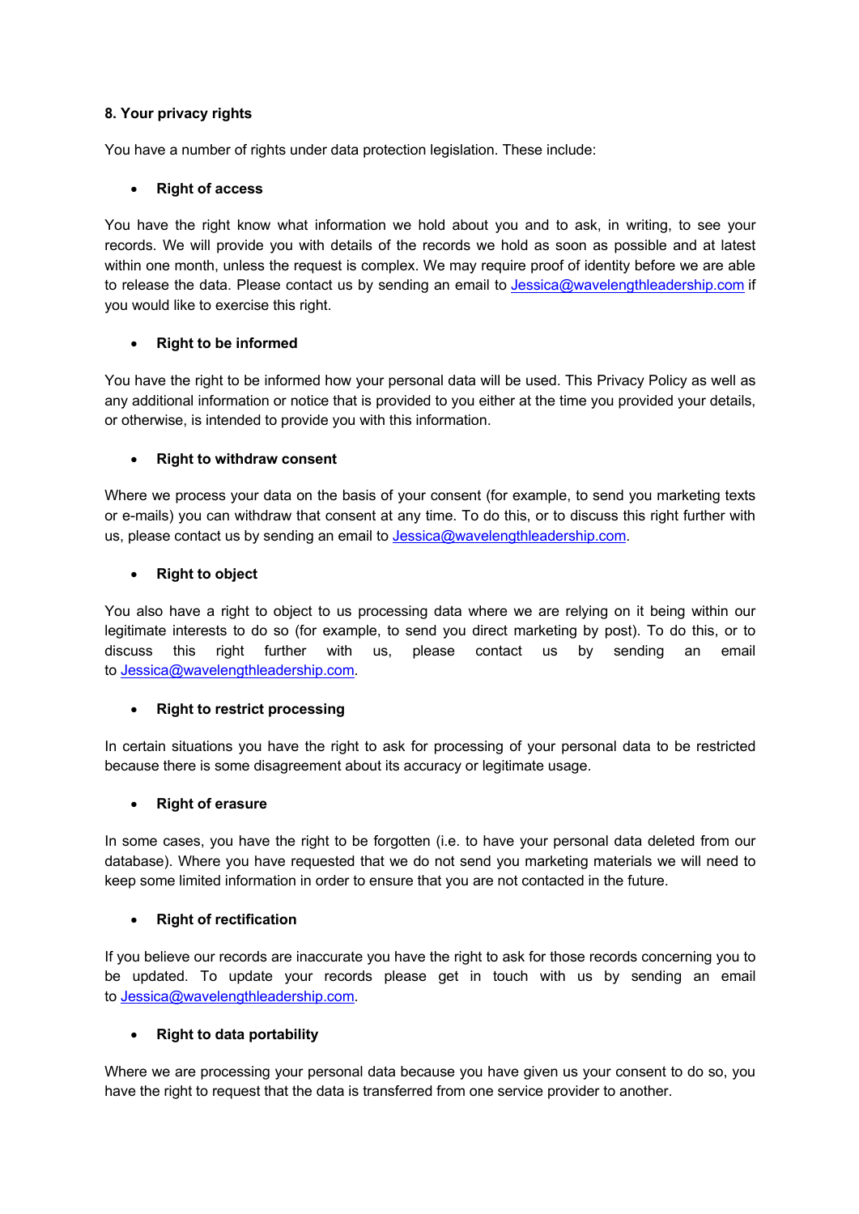**8. Your privacy rights**

You have a number of rights under data protection legislation. These include:

- **Right of access**

You have the right know what information we hold about you and to ask, in writing, to see your records. We will provide you with details of the records we hold as soon as possible and at latest within one month, unless the request is complex. We may require proof of identity before we are able to release the data. Please contact us by sending an email to Jessica@wavelengthleadership.com if you would like to exercise this right.

- **Right to be informed**

You have the right to be informed how your personal data will be used. This Privacy Policy as well as any additional information or notice that is provided to you either at the time you provided your details, or otherwise, is intended to provide you with this information.

- **Right to withdraw consent**

Where we process your data on the basis of your consent (for example, to send you marketing texts or e-mails) you can withdraw that consent at any time. To do this, or to discuss this right further with us, please contact us by sending an email to Jessica@wavelengthleadership.com.

- **Right to object**

You also have a right to object to us processing data where we are relying on it being within our legitimate interests to do so (for example, to send you direct marketing by post). To do this, or to discuss this right further with us, please contact us by sending an email to Jessica@wavelengthleadership.com.

- **Right to restrict processing**

In certain situations you have the right to ask for processing of your personal data to be restricted because there is some disagreement about its accuracy or legitimate usage.

- **Right of erasure**

In some cases, you have the right to be forgotten (i.e. to have your personal data deleted from our database). Where you have requested that we do not send you marketing materials we will need to keep some limited information in order to ensure that you are not contacted in the future.

- **Right of rectification**

If you believe our records are inaccurate you have the right to ask for those records concerning you to be updated. To update your records please get in touch with us by sending an email to Jessica@wavelengthleadership.com.

- **Right to data portability**

Where we are processing your personal data because you have given us your consent to do so, you have the right to request that the data is transferred from one service provider to another.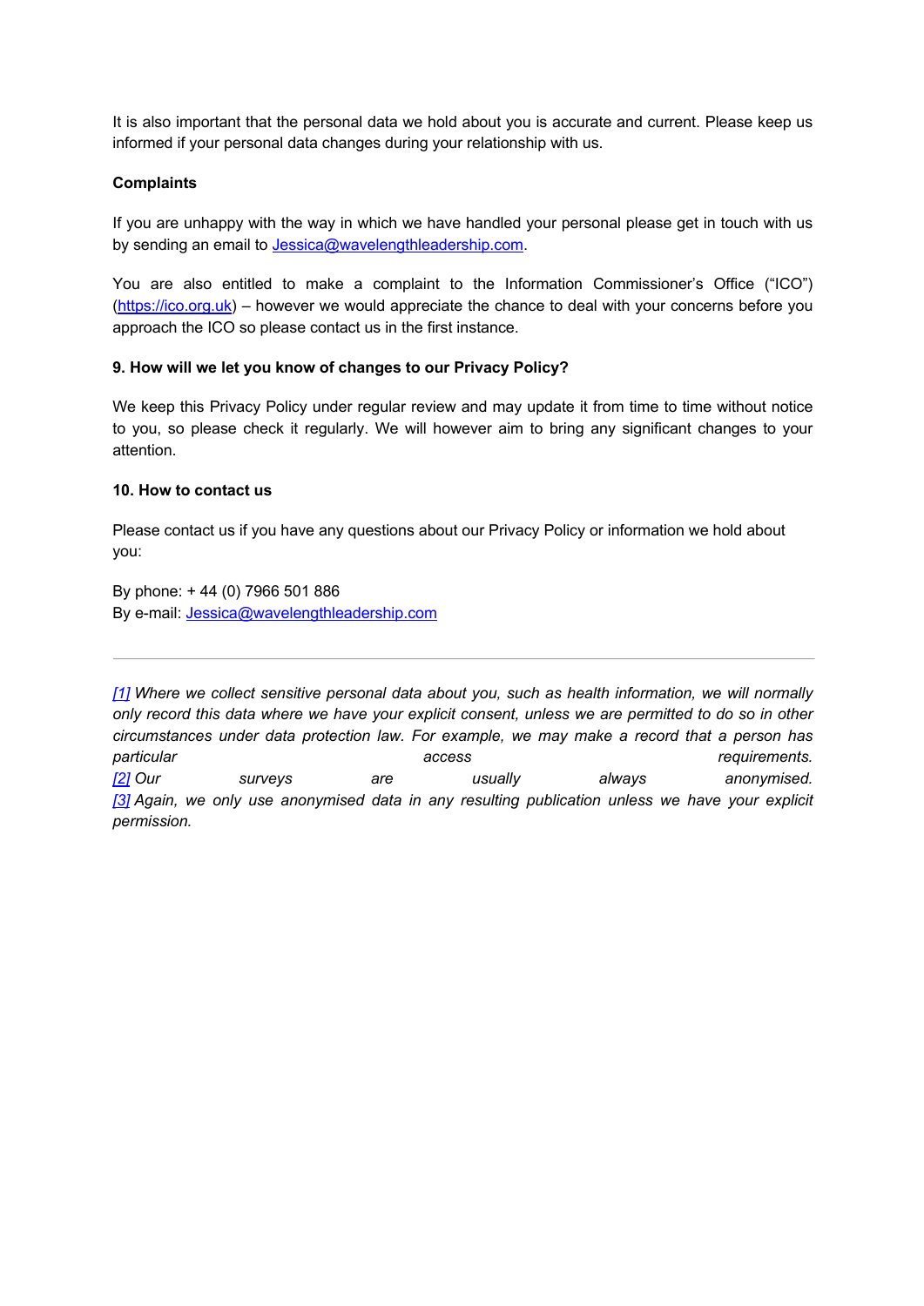It is also important that the personal data we hold about you is accurate and current. Please keep us informed if your personal data changes during your relationship with us.

**Complaints**

If you are unhappy with the way in which we have handled your personal please get in touch with us by sending an email to Jessica@wavelengthleadership.com.

You are also entitled to make a complaint to the Information Commissioner's Office ("ICO") (https://ico.org.uk) – however we would appreciate the chance to deal with your concerns before you approach the ICO so please contact us in the first instance.

**9. How will we let you know of changes to our Privacy Policy?**

We keep this Privacy Policy under regular review and may update it from time to time without notice to you, so please check it regularly. We will however aim to bring any significant changes to your attention.

**10. How to contact us**

Please contact us if you have any questions about our Privacy Policy or information we hold about you:

By phone: + 44 (0) 7966 501 886
By e-mail: Jessica@wavelengthleadership.com

---

[1] *Where we collect sensitive personal data about you, such as health information, we will normally only record this data where we have your explicit consent, unless we are permitted to do so in other circumstances under data protection law. For example, we may make a record that a person has particular access requirements.*
[2] *Our surveys are usually always anonymised.*
[3] *Again, we only use anonymised data in any resulting publication unless we have your explicit permission.*